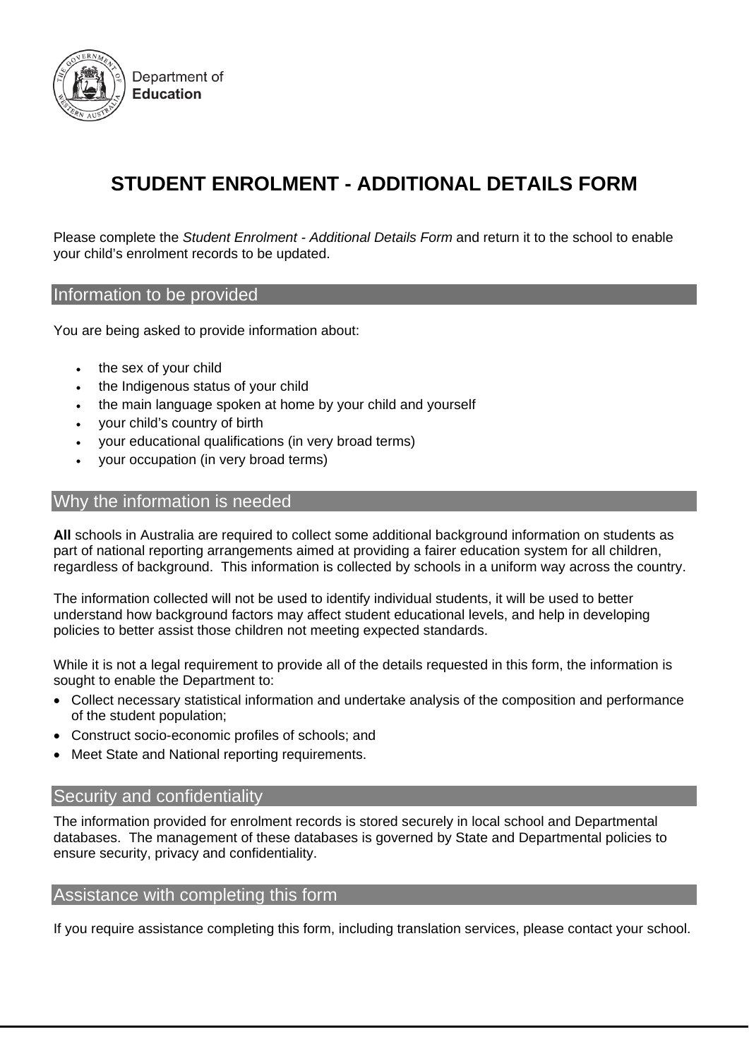Department of
**Education**

# STUDENT ENROLMENT - ADDITIONAL DETAILS FORM

Please complete the *Student Enrolment - Additional Details Form* and return it to the school to enable your child's enrolment records to be updated.

## Information to be provided

You are being asked to provide information about:

- the sex of your child
- the Indigenous status of your child
- the main language spoken at home by your child and yourself
- your child's country of birth
- your educational qualifications (in very broad terms)
- your occupation (in very broad terms)

## Why the information is needed

**All** schools in Australia are required to collect some additional background information on students as part of national reporting arrangements aimed at providing a fairer education system for all children, regardless of background. This information is collected by schools in a uniform way across the country.

The information collected will not be used to identify individual students, it will be used to better understand how background factors may affect student educational levels, and help in developing policies to better assist those children not meeting expected standards.

While it is not a legal requirement to provide all of the details requested in this form, the information is sought to enable the Department to:

- Collect necessary statistical information and undertake analysis of the composition and performance of the student population;
- Construct socio-economic profiles of schools; and
- Meet State and National reporting requirements.

## Security and confidentiality

The information provided for enrolment records is stored securely in local school and Departmental databases. The management of these databases is governed by State and Departmental policies to ensure security, privacy and confidentiality.

## Assistance with completing this form

If you require assistance completing this form, including translation services, please contact your school.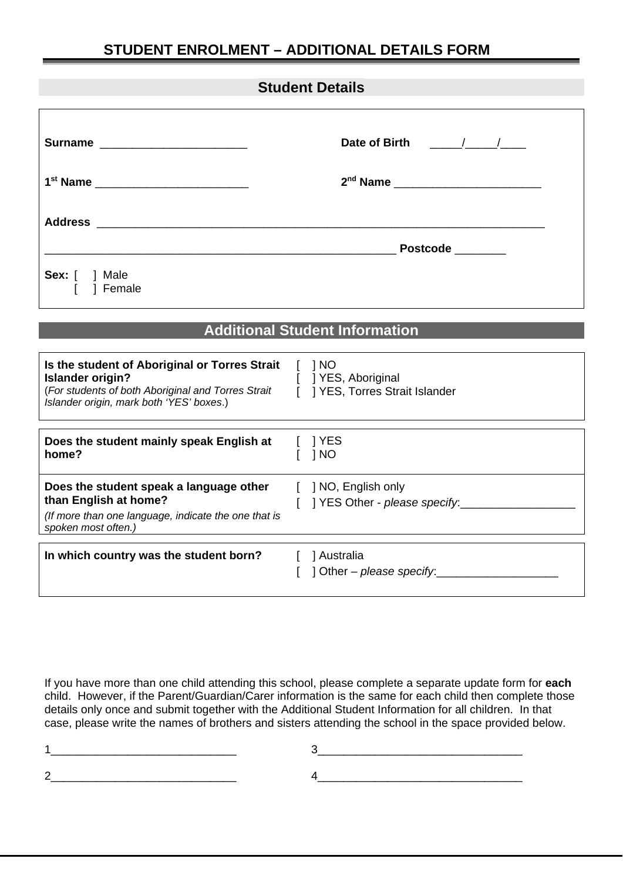# STUDENT ENROLMENT – ADDITIONAL DETAILS FORM

## Student Details

**Surname** _______________________ **Date of Birth** _____/_____/____

**1st Name** ________________________ **2nd Name** _______________________

**Address** _________________________________________________________________________

_______________________________________________________ **Postcode** ________

**Sex:** [ ] Male
[ ] Female

## Additional Student Information

| | |
|---|---|
| **Is the student of Aboriginal or Torres Strait Islander origin?** (*For students of both Aboriginal and Torres Strait Islander origin, mark both 'YES' boxes*.) | [ ] NO<br>[ ] YES, Aboriginal<br>[ ] YES, Torres Strait Islander |
| **Does the student mainly speak English at home?** | [ ] YES<br>[ ] NO |
| **Does the student speak a language other than English at home?** *(If more than one language, indicate the one that is spoken most often.)* | [ ] NO, English only<br>[ ] YES Other - *please specify*:__________________ |
| **In which country was the student born?** | [ ] Australia<br>[ ] Other – *please specify*:___________________ |

If you have more than one child attending this school, please complete a separate update form for **each** child. However, if the Parent/Guardian/Carer information is the same for each child then complete those details only once and submit together with the Additional Student Information for all children. In that case, please write the names of brothers and sisters attending the school in the space provided below.

1_____________________________ 3________________________________

2_____________________________ 4________________________________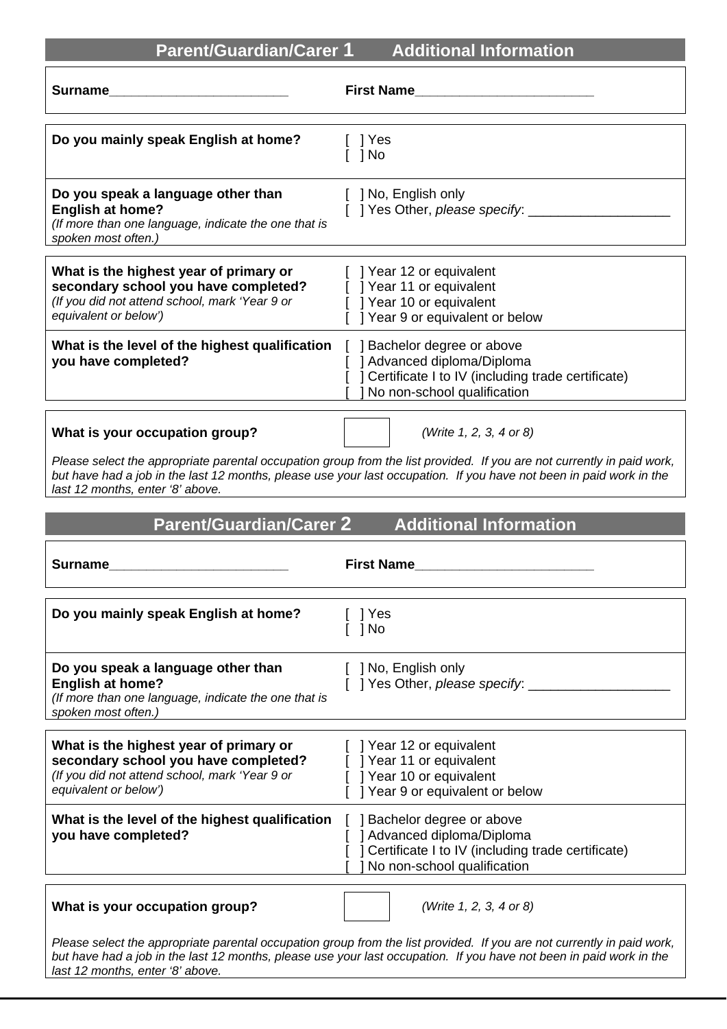## Parent/Guardian/Carer 1 Additional Information

**Surname**________________________ **First Name**________________________

**Do you mainly speak English at home?**

[ ] Yes
[ ] No

**Do you speak a language other than English at home?**
*(If more than one language, indicate the one that is spoken most often.)*

[ ] No, English only
[ ] Yes Other, *please specify*: ___________________

**What is the highest year of primary or secondary school you have completed?**
*(If you did not attend school, mark 'Year 9 or equivalent or below')*

[ ] Year 12 or equivalent
[ ] Year 11 or equivalent
[ ] Year 10 or equivalent
[ ] Year 9 or equivalent or below

**What is the level of the highest qualification you have completed?**

[ ] Bachelor degree or above
[ ] Advanced diploma/Diploma
[ ] Certificate I to IV (including trade certificate)
[ ] No non-school qualification

**What is your occupation group?** [ ] *(Write 1, 2, 3, 4 or 8)*

*Please select the appropriate parental occupation group from the list provided. If you are not currently in paid work, but have had a job in the last 12 months, please use your last occupation. If you have not been in paid work in the last 12 months, enter '8' above.*

## Parent/Guardian/Carer 2 Additional Information

**Surname**________________________ **First Name**________________________

**Do you mainly speak English at home?**

[ ] Yes
[ ] No

**Do you speak a language other than English at home?**
*(If more than one language, indicate the one that is spoken most often.)*

[ ] No, English only
[ ] Yes Other, *please specify*: ___________________

**What is the highest year of primary or secondary school you have completed?**
*(If you did not attend school, mark 'Year 9 or equivalent or below')*

[ ] Year 12 or equivalent
[ ] Year 11 or equivalent
[ ] Year 10 or equivalent
[ ] Year 9 or equivalent or below

**What is the level of the highest qualification you have completed?**

[ ] Bachelor degree or above
[ ] Advanced diploma/Diploma
[ ] Certificate I to IV (including trade certificate)
[ ] No non-school qualification

**What is your occupation group?** [ ] *(Write 1, 2, 3, 4 or 8)*

*Please select the appropriate parental occupation group from the list provided. If you are not currently in paid work, but have had a job in the last 12 months, please use your last occupation. If you have not been in paid work in the last 12 months, enter '8' above.*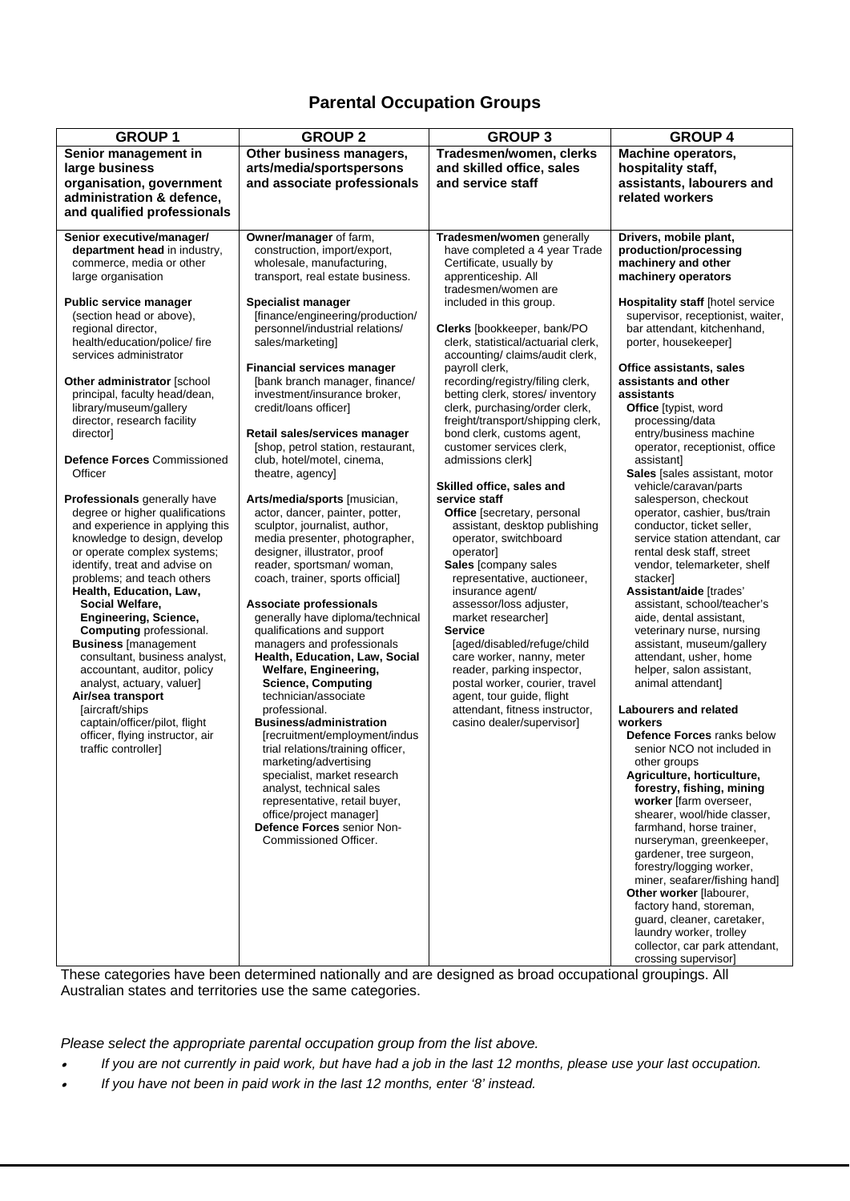# Parental Occupation Groups

| GROUP 1 | GROUP 2 | GROUP 3 | GROUP 4 |
|---|---|---|---|
| **Senior management in large business organisation, government administration & defence, and qualified professionals** | **Other business managers, arts/media/sportspersons and associate professionals** | **Tradesmen/women, clerks and skilled office, sales and service staff** | **Machine operators, hospitality staff, assistants, labourers and related workers** |
| **Senior executive/manager/ department head** in industry, commerce, media or other large organisation<br><br>**Public service manager** (section head or above), regional director, health/education/police/ fire services administrator<br><br>**Other administrator** [school principal, faculty head/dean, library/museum/gallery director, research facility director]<br><br>**Defence Forces** Commissioned Officer<br><br>**Professionals** generally have degree or higher qualifications and experience in applying this knowledge to design, develop or operate complex systems; identify, treat and advise on problems; and teach others<br>**Health, Education, Law, Social Welfare, Engineering, Science, Computing** professional.<br>**Business** [management consultant, business analyst, accountant, auditor, policy analyst, actuary, valuer]<br>**Air/sea transport** [aircraft/ships captain/officer/pilot, flight officer, flying instructor, air traffic controller] | **Owner/manager** of farm, construction, import/export, wholesale, manufacturing, transport, real estate business.<br><br>**Specialist manager** [finance/engineering/production/ personnel/industrial relations/ sales/marketing]<br><br>**Financial services manager** [bank branch manager, finance/ investment/insurance broker, credit/loans officer]<br><br>**Retail sales/services manager** [shop, petrol station, restaurant, club, hotel/motel, cinema, theatre, agency]<br><br>**Arts/media/sports** [musician, actor, dancer, painter, potter, sculptor, journalist, author, media presenter, photographer, designer, illustrator, proof reader, sportsman/ woman, coach, trainer, sports official]<br><br>**Associate professionals** generally have diploma/technical qualifications and support managers and professionals<br>**Health, Education, Law, Social Welfare, Engineering, Science, Computing** technician/associate professional.<br>**Business/administration** [recruitment/employment/industrial relations/training officer, marketing/advertising specialist, market research analyst, technical sales representative, retail buyer, office/project manager]<br>**Defence Forces** senior Non-Commissioned Officer. | **Tradesmen/women** generally have completed a 4 year Trade Certificate, usually by apprenticeship. All tradesmen/women are included in this group.<br><br>**Clerks** [bookkeeper, bank/PO clerk, statistical/actuarial clerk, accounting/ claims/audit clerk, payroll clerk, recording/registry/filing clerk, betting clerk, stores/ inventory clerk, purchasing/order clerk, freight/transport/shipping clerk, bond clerk, customs agent, customer services clerk, admissions clerk]<br><br>**Skilled office, sales and service staff**<br>**Office** [secretary, personal assistant, desktop publishing operator, switchboard operator]<br>**Sales** [company sales representative, auctioneer, insurance agent/ assessor/loss adjuster, market researcher]<br>**Service** [aged/disabled/refuge/child care worker, nanny, meter reader, parking inspector, postal worker, courier, travel agent, tour guide, flight attendant, fitness instructor, casino dealer/supervisor] | **Drivers, mobile plant, production/processing machinery and other machinery operators**<br><br>**Hospitality staff** [hotel service supervisor, receptionist, waiter, bar attendant, kitchenhand, porter, housekeeper]<br><br>**Office assistants, sales assistants and other assistants**<br>**Office** [typist, word processing/data entry/business machine operator, receptionist, office assistant]<br>**Sales** [sales assistant, motor vehicle/caravan/parts salesperson, checkout operator, cashier, bus/train conductor, ticket seller, service station attendant, car rental desk staff, street vendor, telemarketer, shelf stacker]<br>**Assistant/aide** [trades' assistant, school/teacher's aide, dental assistant, veterinary nurse, nursing assistant, museum/gallery attendant, usher, home helper, salon assistant, animal attendant]<br><br>**Labourers and related workers**<br>**Defence Forces** ranks below senior NCO not included in other groups<br>**Agriculture, horticulture, forestry, fishing, mining worker** [farm overseer, shearer, wool/hide classer, farmhand, horse trainer, nurseryman, greenkeeper, gardener, tree surgeon, forestry/logging worker, miner, seafarer/fishing hand]<br>**Other worker** [labourer, factory hand, storeman, guard, cleaner, caretaker, laundry worker, trolley collector, car park attendant, crossing supervisor] |

These categories have been determined nationally and are designed as broad occupational groupings. All Australian states and territories use the same categories.

*Please select the appropriate parental occupation group from the list above.*

- *If you are not currently in paid work, but have had a job in the last 12 months, please use your last occupation.*
- *If you have not been in paid work in the last 12 months, enter '8' instead.*